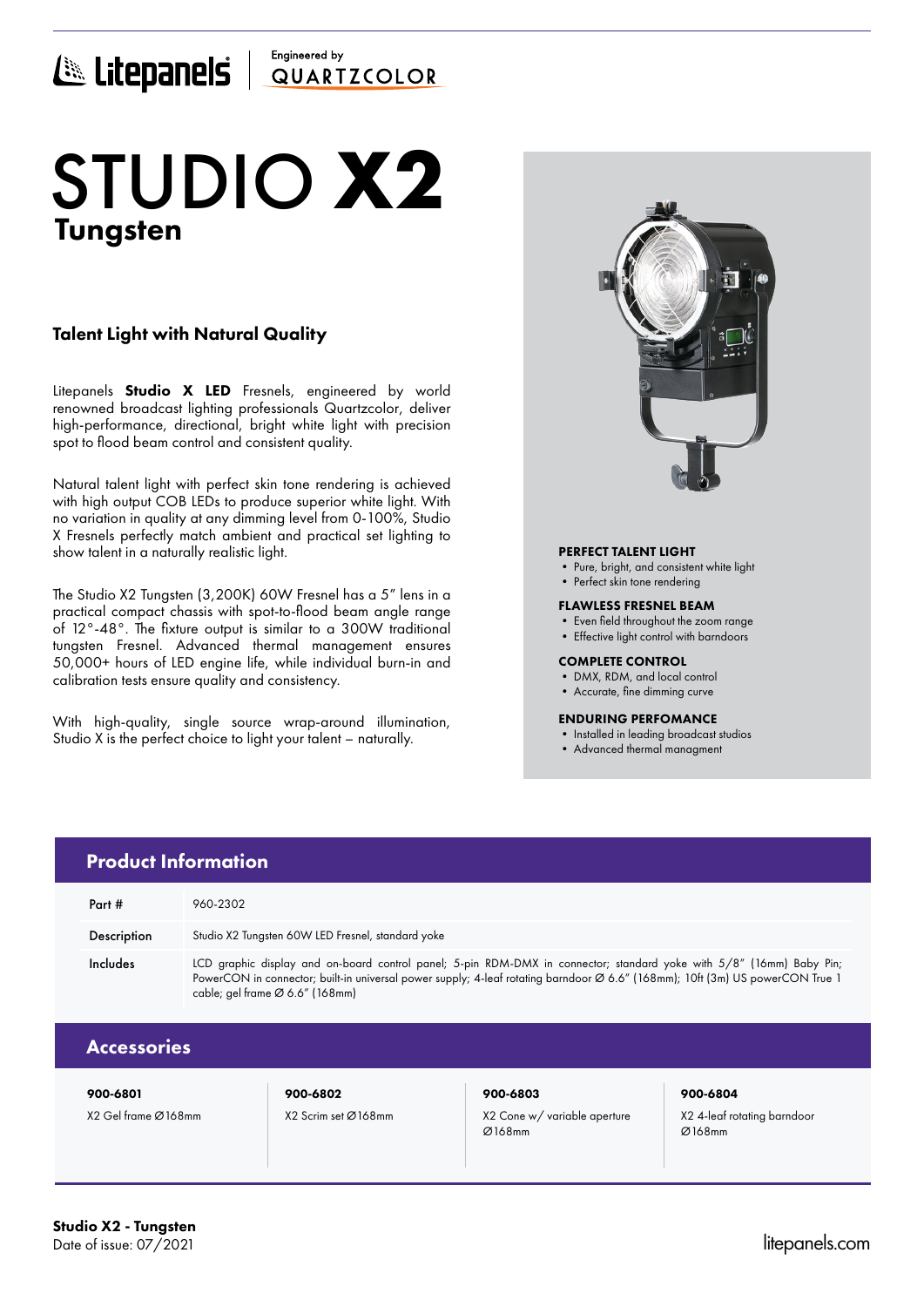Litepanels | Engineered by QUARTZCOLOR

# STUDIO **X2**
## Tungsten

### Talent Light with Natural Quality

Litepanels **Studio X LED** Fresnels, engineered by world renowned broadcast lighting professionals Quartzcolor, deliver high-performance, directional, bright white light with precision spot to flood beam control and consistent quality.

Natural talent light with perfect skin tone rendering is achieved with high output COB LEDs to produce superior white light. With no variation in quality at any dimming level from 0-100%, Studio X Fresnels perfectly match ambient and practical set lighting to show talent in a naturally realistic light.

The Studio X2 Tungsten (3,200K) 60W Fresnel has a 5" lens in a practical compact chassis with spot-to-flood beam angle range of 12°-48°. The fixture output is similar to a 300W traditional tungsten Fresnel. Advanced thermal management ensures 50,000+ hours of LED engine life, while individual burn-in and calibration tests ensure quality and consistency.

With high-quality, single source wrap-around illumination, Studio X is the perfect choice to light your talent – naturally.

**PERFECT TALENT LIGHT**
- Pure, bright, and consistent white light
- Perfect skin tone rendering

**FLAWLESS FRESNEL BEAM**
- Even field throughout the zoom range
- Effective light control with barndoors

**COMPLETE CONTROL**
- DMX, RDM, and local control
- Accurate, fine dimming curve

**ENDURING PERFOMANCE**
- Installed in leading broadcast studios
- Advanced thermal managment

## Product Information

| | |
|---|---|
| Part # | 960-2302 |
| Description | Studio X2 Tungsten 60W LED Fresnel, standard yoke |
| Includes | LCD graphic display and on-board control panel; 5-pin RDM-DMX in connector; standard yoke with 5/8" (16mm) Baby Pin; PowerCON in connector; built-in universal power supply; 4-leaf rotating barndoor Ø 6.6" (168mm); 10ft (3m) US powerCON True 1 cable; gel frame Ø 6.6" (168mm) |

## Accessories

| 900-6801 | 900-6802 | 900-6803 | 900-6804 |
|---|---|---|---|
| X2 Gel frame Ø168mm | X2 Scrim set Ø168mm | X2 Cone w/ variable aperture Ø168mm | X2 4-leaf rotating barndoor Ø168mm |

**Studio X2 - Tungsten**
Date of issue: 07/2021

litepanels.com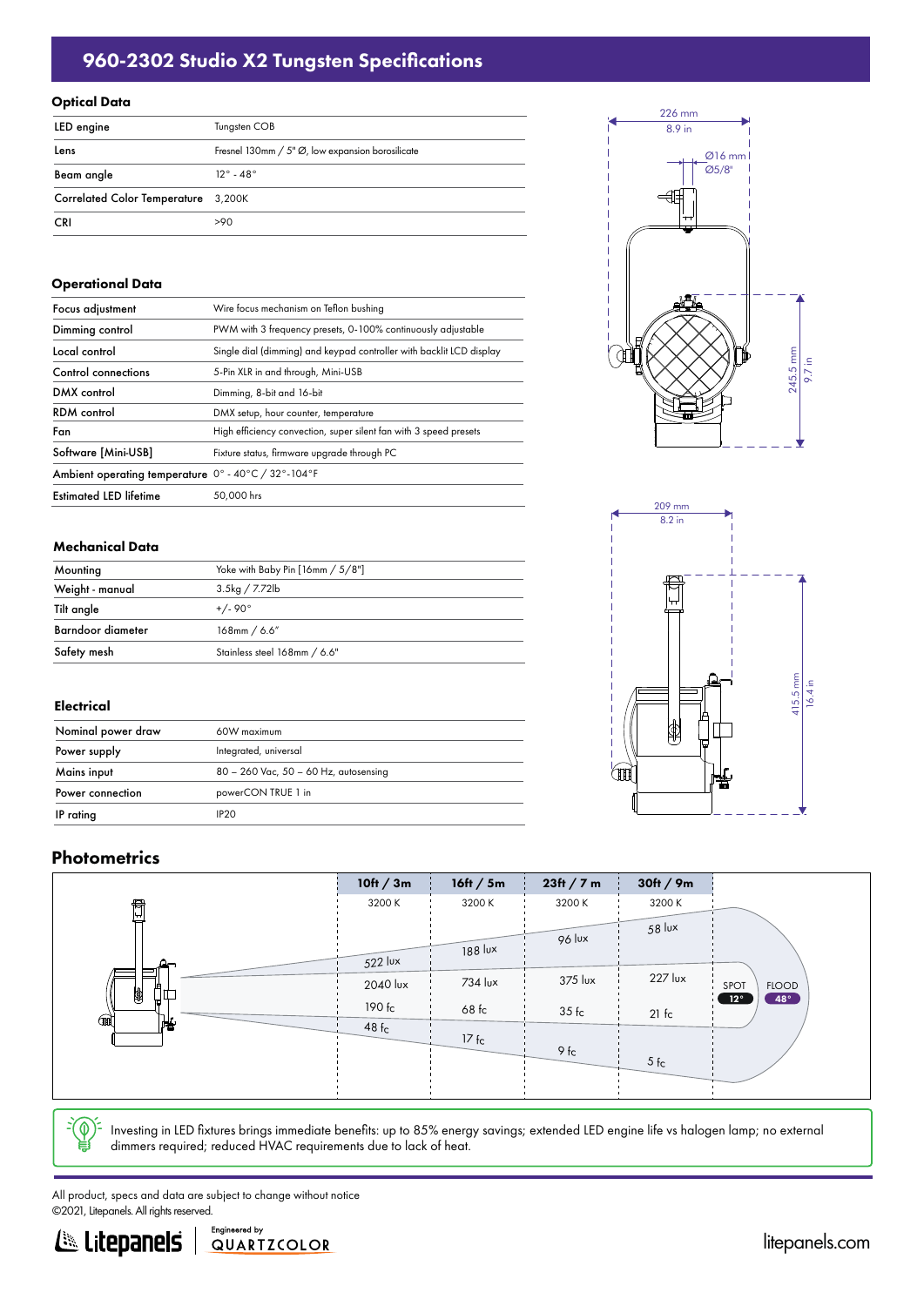# 960-2302 Studio X2 Tungsten Specifications

## Optical Data

| | |
|---|---|
| LED engine | Tungsten COB |
| Lens | Fresnel 130mm / 5" Ø, low expansion borosilicate |
| Beam angle | 12° - 48° |
| Correlated Color Temperature | 3,200K |
| CRI | >90 |

## Operational Data

| | |
|---|---|
| Focus adjustment | Wire focus mechanism on Teflon bushing |
| Dimming control | PWM with 3 frequency presets, 0-100% continuously adjustable |
| Local control | Single dial (dimming) and keypad controller with backlit LCD display |
| Control connections | 5-Pin XLR in and through, Mini-USB |
| DMX control | Dimming, 8-bit and 16-bit |
| RDM control | DMX setup, hour counter, temperature |
| Fan | High efficiency convection, super silent fan with 3 speed presets |
| Software [Mini-USB] | Fixture status, firmware upgrade through PC |
| Ambient operating temperature | 0° - 40°C / 32°-104°F |
| Estimated LED lifetime | 50,000 hrs |

## Mechanical Data

| | |
|---|---|
| Mounting | Yoke with Baby Pin [16mm / 5/8"] |
| Weight - manual | 3.5kg / 7.72lb |
| Tilt angle | +/- 90° |
| Barndoor diameter | 168mm / 6.6" |
| Safety mesh | Stainless steel 168mm / 6.6" |

## Electrical

| | |
|---|---|
| Nominal power draw | 60W maximum |
| Power supply | Integrated, universal |
| Mains input | 80 – 260 Vac, 50 – 60 Hz, autosensing |
| Power connection | powerCON TRUE 1 in |
| IP rating | IP20 |

226 mm
8.9 in
Ø16 mm
Ø5/8"
245.5 mm
9.7 in

209 mm
8.2 in
415.5 mm
16.4 in

## Photometrics

10ft / 3m
3200 K
522 lux
2040 lux
190 fc
48 fc

16ft / 5m
3200 K
188 lux
734 lux
68 fc
17 fc

23ft / 7 m
3200 K
96 lux
375 lux
35 fc
9 fc

30ft / 9m
3200 K
58 lux
227 lux
21 fc
5 fc

SPOT 12°
FLOOD 48°

Investing in LED fixtures brings immediate benefits: up to 85% energy savings; extended LED engine life vs halogen lamp; no external dimmers required; reduced HVAC requirements due to lack of heat.

All product, specs and data are subject to change without notice
©2021, Litepanels. All rights reserved.

Litepanels | Engineered by QUARTZCOLOR

litepanels.com